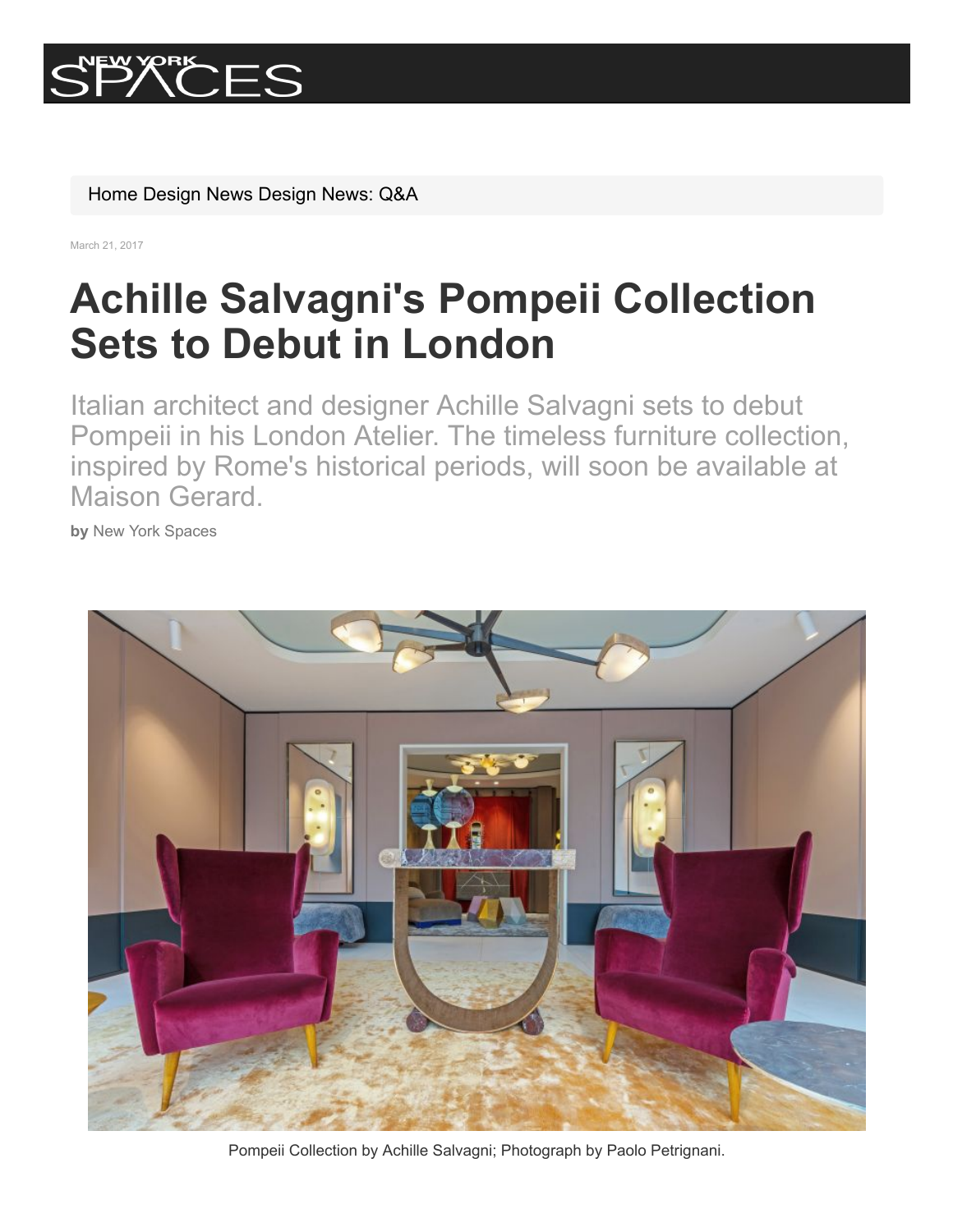Home Design News Design News: Q&A

March 21, 2017

# Achille Salvagni's Pompeii Collection Sets to Debut in London

Italian architect and designer Achille Salvagni sets to debut Pompeii in his London Atelier. The timeless furniture collection, inspired by Rome's historical periods, will soon be available at Maison Gerard.

**by** New York Spaces

Pompeii Collection by Achille Salvagni; Photograph by Paolo Petrignani.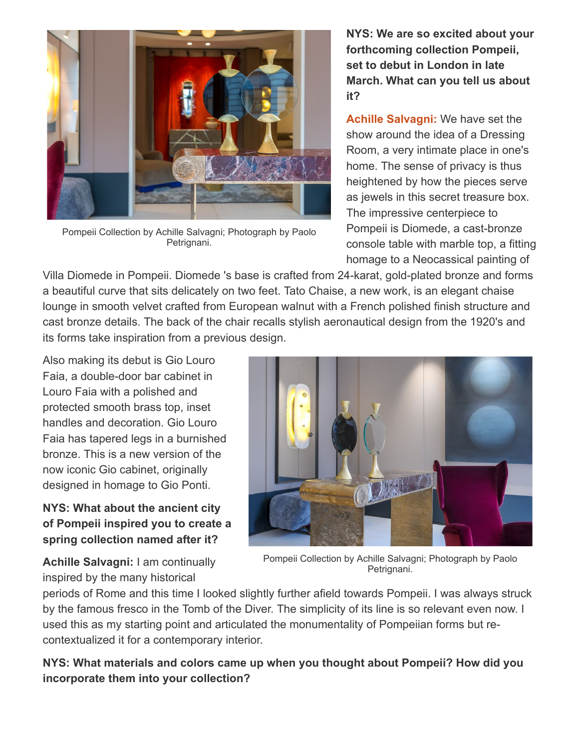**NYS: We are so excited about your forthcoming collection Pompeii, set to debut in London in late March. What can you tell us about it?**

**Achille Salvagni:** We have set the show around the idea of a Dressing Room, a very intimate place in one's home. The sense of privacy is thus heightened by how the pieces serve as jewels in this secret treasure box. The impressive centerpiece to Pompeii is Diomede, a cast-bronze console table with marble top, a fitting homage to a Neocassical painting of Villa Diomede in Pompeii. Diomede 's base is crafted from 24-karat, gold-plated bronze and forms a beautiful curve that sits delicately on two feet. Tato Chaise, a new work, is an elegant chaise lounge in smooth velvet crafted from European walnut with a French polished finish structure and cast bronze details. The back of the chair recalls stylish aeronautical design from the 1920's and its forms take inspiration from a previous design.

Pompeii Collection by Achille Salvagni; Photograph by Paolo Petrignani.

Also making its debut is Gio Louro Faia, a double-door bar cabinet in Louro Faia with a polished and protected smooth brass top, inset handles and decoration. Gio Louro Faia has tapered legs in a burnished bronze. This is a new version of the now iconic Gio cabinet, originally designed in homage to Gio Ponti.

**NYS: What about the ancient city of Pompeii inspired you to create a spring collection named after it?**

**Achille Salvagni:** I am continually inspired by the many historical periods of Rome and this time I looked slightly further afield towards Pompeii. I was always struck by the famous fresco in the Tomb of the Diver. The simplicity of its line is so relevant even now. I used this as my starting point and articulated the monumentality of Pompeiian forms but re-contextualized it for a contemporary interior.

Pompeii Collection by Achille Salvagni; Photograph by Paolo Petrignani.

**NYS: What materials and colors came up when you thought about Pompeii? How did you incorporate them into your collection?**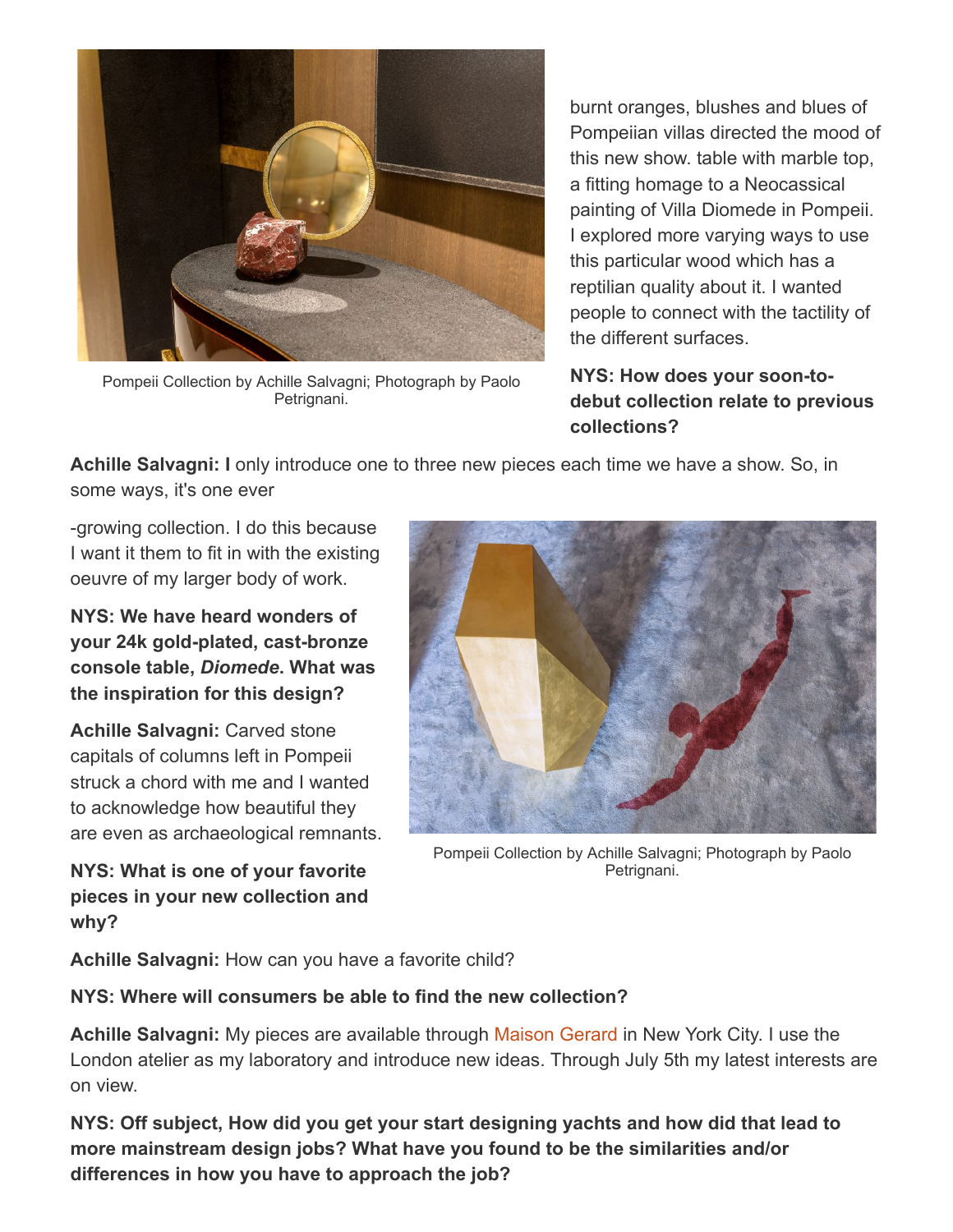burnt oranges, blushes and blues of Pompeiian villas directed the mood of this new show. table with marble top, a fitting homage to a Neocassical painting of Villa Diomede in Pompeii. I explored more varying ways to use this particular wood which has a reptilian quality about it. I wanted people to connect with the tactility of the different surfaces.

Pompeii Collection by Achille Salvagni; Photograph by Paolo Petrignani.

**NYS: How does your soon-to-debut collection relate to previous collections?**

**Achille Salvagni: I** only introduce one to three new pieces each time we have a show. So, in some ways, it's one ever-growing collection. I do this because I want it them to fit in with the existing oeuvre of my larger body of work.

**NYS: We have heard wonders of your 24k gold-plated, cast-bronze console table, *Diomede*. What was the inspiration for this design?**

**Achille Salvagni:** Carved stone capitals of columns left in Pompeii struck a chord with me and I wanted to acknowledge how beautiful they are even as archaeological remnants.

Pompeii Collection by Achille Salvagni; Photograph by Paolo Petrignani.

**NYS: What is one of your favorite pieces in your new collection and why?**

**Achille Salvagni:** How can you have a favorite child?

**NYS: Where will consumers be able to find the new collection?**

**Achille Salvagni:** My pieces are available through Maison Gerard in New York City. I use the London atelier as my laboratory and introduce new ideas. Through July 5th my latest interests are on view.

**NYS: Off subject, How did you get your start designing yachts and how did that lead to more mainstream design jobs? What have you found to be the similarities and/or differences in how you have to approach the job?**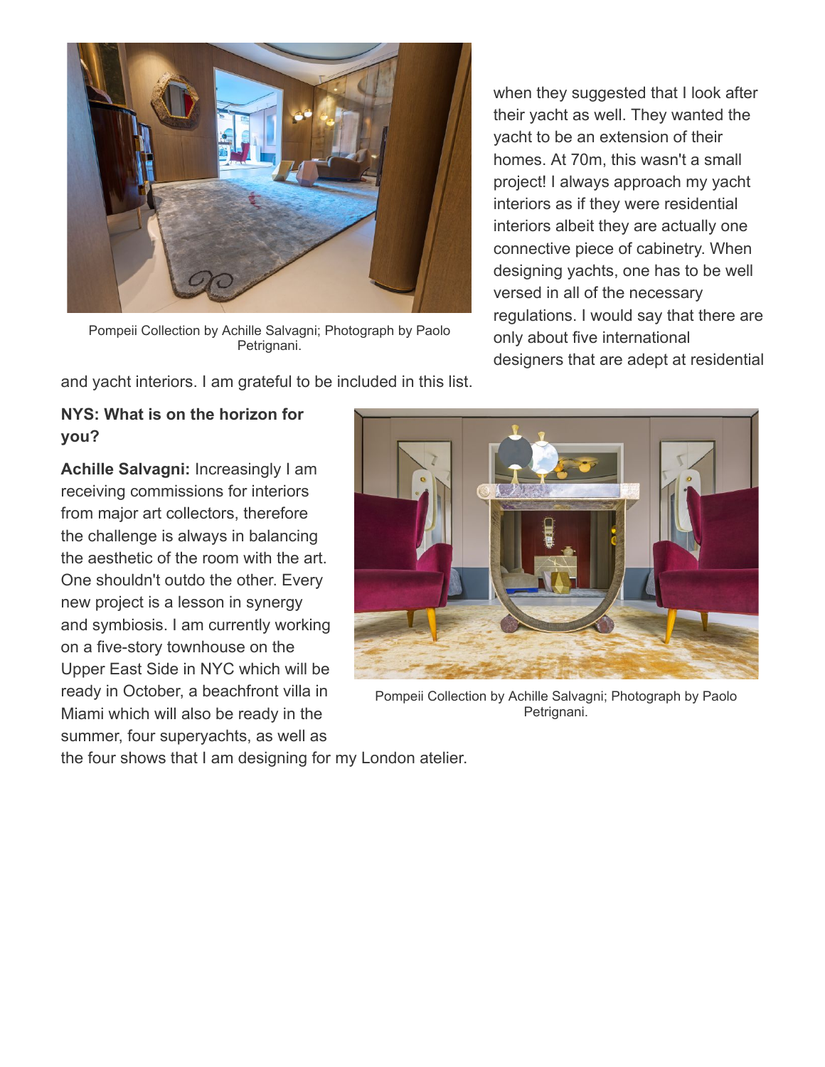Pompeii Collection by Achille Salvagni; Photograph by Paolo Petrignani.

when they suggested that I look after their yacht as well. They wanted the yacht to be an extension of their homes. At 70m, this wasn't a small project! I always approach my yacht interiors as if they were residential interiors albeit they are actually one connective piece of cabinetry. When designing yachts, one has to be well versed in all of the necessary regulations. I would say that there are only about five international designers that are adept at residential and yacht interiors. I am grateful to be included in this list.

**NYS: What is on the horizon for you?**

**Achille Salvagni:** Increasingly I am receiving commissions for interiors from major art collectors, therefore the challenge is always in balancing the aesthetic of the room with the art. One shouldn't outdo the other. Every new project is a lesson in synergy and symbiosis. I am currently working on a five-story townhouse on the Upper East Side in NYC which will be ready in October, a beachfront villa in Miami which will also be ready in the summer, four superyachts, as well as the four shows that I am designing for my London atelier.

Pompeii Collection by Achille Salvagni; Photograph by Paolo Petrignani.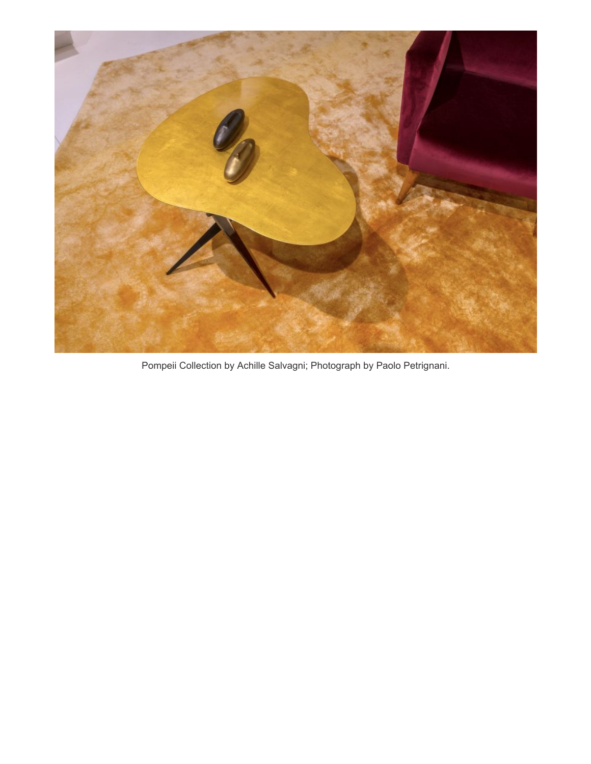Pompeii Collection by Achille Salvagni; Photograph by Paolo Petrignani.